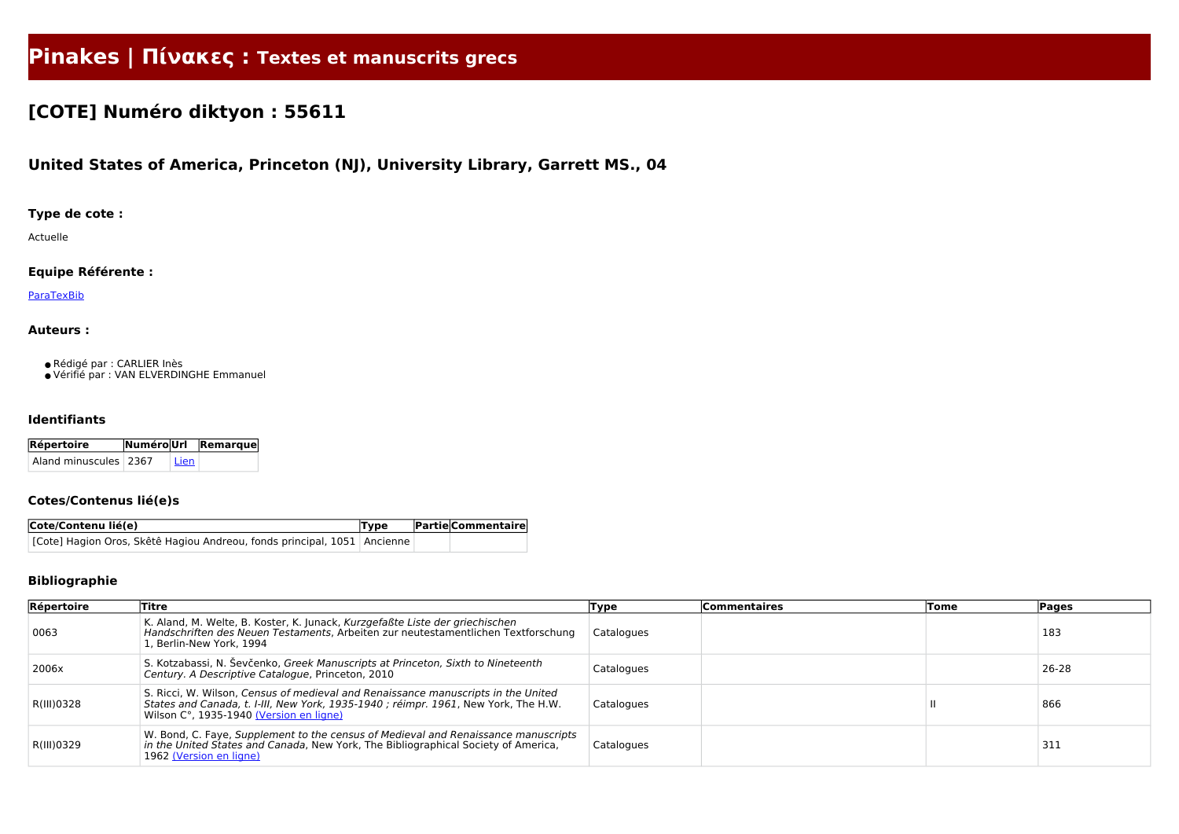# Pinakes | Πίνακες : Textes et manuscrits grecs

## [COTE] Numéro diktyon : 55611

### United States of America, Princeton (NJ), University Library, Garrett MS., 04

#### Type de cote :

Actuelle

#### Equipe Référente :

ParaTexBib

#### Auteurs :

- Rédigé par : CARLIER Inès
- Vérifié par : VAN ELVERDINGHE Emmanuel

#### Identifiants

| Répertoire | Numéro | Url | Remarque |
|---|---|---|---|
| Aland minuscules | 2367 | Lien | |

#### Cotes/Contenus lié(e)s

| Cote/Contenu lié(e) | Type | Partie | Commentaire |
|---|---|---|---|
| [Cote] Hagion Oros, Skêtê Hagiou Andreou, fonds principal, 1051 | Ancienne | | |

#### Bibliographie

| Répertoire | Titre | Type | Commentaires | Tome | Pages |
|---|---|---|---|---|---|
| 0063 | K. Aland, M. Welte, B. Koster, K. Junack, *Kurzgefaßte Liste der griechischen Handschriften des Neuen Testaments*, Arbeiten zur neutestamentlichen Textforschung 1, Berlin-New York, 1994 | Catalogues | | | 183 |
| 2006x | S. Kotzabassi, N. Ševčenko, *Greek Manuscripts at Princeton, Sixth to Nineteenth Century. A Descriptive Catalogue*, Princeton, 2010 | Catalogues | | | 26-28 |
| R(III)0328 | S. Ricci, W. Wilson, *Census of medieval and Renaissance manuscripts in the United States and Canada, t. I-III, New York, 1935-1940 ; réimpr. 1961*, New York, The H.W. Wilson C°, 1935-1940 (Version en ligne) | Catalogues | | II | 866 |
| R(III)0329 | W. Bond, C. Faye, *Supplement to the census of Medieval and Renaissance manuscripts in the United States and Canada*, New York, The Bibliographical Society of America, 1962 (Version en ligne) | Catalogues | | | 311 |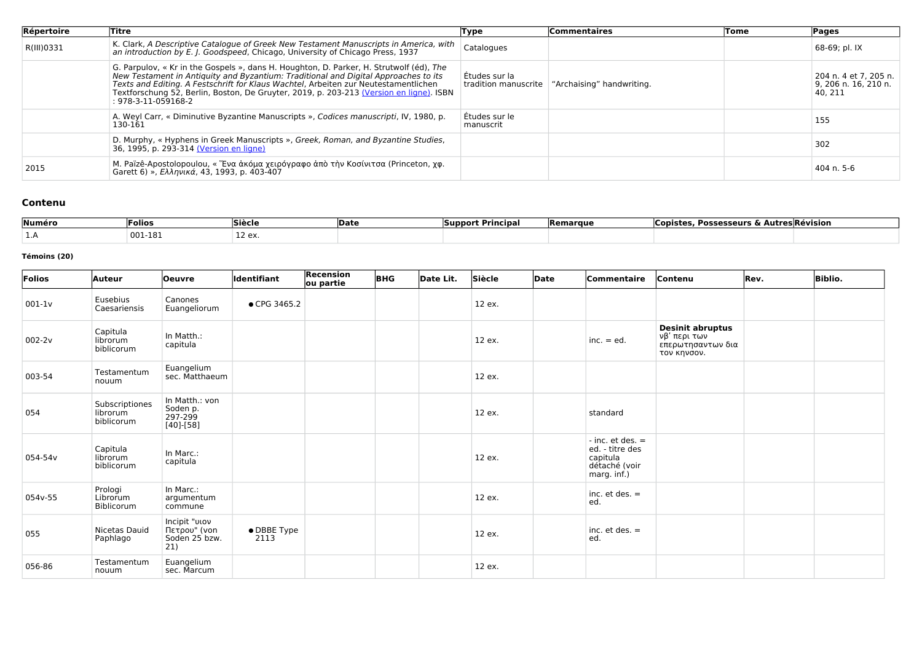| Répertoire | Titre | Type | Commentaires | Tome | Pages |
|---|---|---|---|---|---|
| R(III)0331 | K. Clark, *A Descriptive Catalogue of Greek New Testament Manuscripts in America, with an introduction by E. J. Goodspeed*, Chicago, University of Chicago Press, 1937 | Catalogues | | | 68-69; pl. IX |
| | G. Parpulov, « Kr in the Gospels », dans H. Houghton, D. Parker, H. Strutwolf (éd), *The New Testament in Antiquity and Byzantium: Traditional and Digital Approaches to its Texts and Editing. A Festschrift for Klaus Wachtel*, Arbeiten zur Neutestamentlichen Textforschung 52, Berlin, Boston, De Gruyter, 2019, p. 203-213 (Version en ligne). ISBN : 978-3-11-059168-2 | Études sur la tradition manuscrite | "Archaising" handwriting. | | 204 n. 4 et 7, 205 n. 9, 206 n. 16, 210 n. 40, 211 |
| | A. Weyl Carr, « Diminutive Byzantine Manuscripts », *Codices manuscripti*, IV, 1980, p. 130-161 | Études sur le manuscrit | | | 155 |
| | D. Murphy, « Hyphens in Greek Manuscripts », *Greek, Roman, and Byzantine Studies*, 36, 1995, p. 293-314 (Version en ligne) | | | | 302 |
| 2015 | M. Païzê-Apostolopoulou, « Ἕνα ἀκόμα χειρόγραφο ἀπὸ τὴν Κοσίνιτσα (Princeton, χφ. Garett 6) », *Ἑλληνικά*, 43, 1993, p. 403-407 | | | | 404 n. 5-6 |

## Contenu

| Numéro | Folios | Siècle | Date | Support Principal | Remarque | Copistes, Possesseurs & Autres | Révision |
|---|---|---|---|---|---|---|---|
| 1.A | 001-181 | 12 ex. | | | | | |

#### Témoins (20)

| Folios | Auteur | Oeuvre | Identifiant | Recension ou partie | BHG | Date Lit. | Siècle | Date | Commentaire | Contenu | Rev. | Biblio. |
|---|---|---|---|---|---|---|---|---|---|---|---|---|
| 001-1v | Eusebius Caesariensis | Canones Euangeliorum | • CPG 3465.2 | | | | 12 ex. | | | | | |
| 002-2v | Capitula librorum biblicorum | In Matth.: capitula | | | | | 12 ex. | | inc. = ed. | **Desinit abruptus** νβʹ περι των επερωτησαντων δια τον κηνσον. | | |
| 003-54 | Testamentum nouum | Euangelium sec. Matthaeum | | | | | 12 ex. | | | | | |
| 054 | Subscriptiones librorum biblicorum | In Matth.: von Soden p. 297-299 [40]-[58] | | | | | 12 ex. | | standard | | | |
| 054-54v | Capitula librorum biblicorum | In Marc.: capitula | | | | | 12 ex. | | - inc. et des. = ed. - titre des capitula détaché (voir marg. inf.) | | | |
| 054v-55 | Prologi Librorum Biblicorum | In Marc.: argumentum commune | | | | | 12 ex. | | inc. et des. = ed. | | | |
| 055 | Nicetas Dauid Paphlago | Incipit "υιον Πετρου" (von Soden 25 bzw. 21) | • DBBE Type 2113 | | | | 12 ex. | | inc. et des. = ed. | | | |
| 056-86 | Testamentum nouum | Euangelium sec. Marcum | | | | | 12 ex. | | | | | |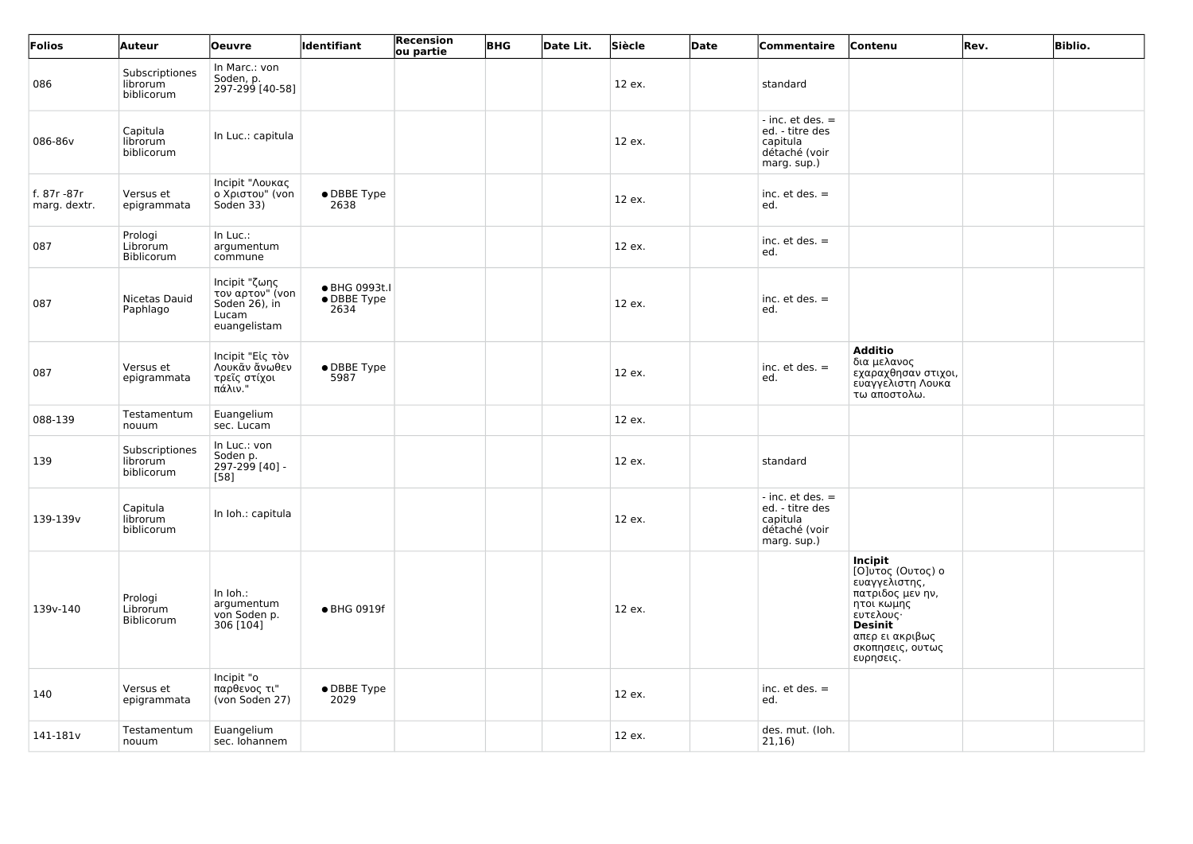| Folios | Auteur | Oeuvre | Identifiant | Recension ou partie | BHG | Date Lit. | Siècle | Date | Commentaire | Contenu | Rev. | Biblio. |
|---|---|---|---|---|---|---|---|---|---|---|---|---|
| 086 | Subscriptiones librorum biblicorum | In Marc.: von Soden, p. 297-299 [40-58] | | | | | 12 ex. | | standard | | | |
| 086-86v | Capitula librorum biblicorum | In Luc.: capitula | | | | | 12 ex. | | - inc. et des. = ed. - titre des capitula détaché (voir marg. sup.) | | | |
| f. 87r -87r marg. dextr. | Versus et epigrammata | Incipit "Λουκας ο Χριστου" (von Soden 33) | ● DBBE Type 2638 | | | | 12 ex. | | inc. et des. = ed. | | | |
| 087 | Prologi Librorum Biblicorum | In Luc.: argumentum commune | | | | | 12 ex. | | inc. et des. = ed. | | | |
| 087 | Nicetas Dauid Paphlago | Incipit "ζωης τον αρτον" (von Soden 26), in Lucam euangelistam | ● BHG 0993t.l ● DBBE Type 2634 | | | | 12 ex. | | inc. et des. = ed. | | | |
| 087 | Versus et epigrammata | Incipit "Εἰς τὸν Λουκᾶν ἄνωθεν τρεῖς στίχοι πάλιν." | ● DBBE Type 5987 | | | | 12 ex. | | inc. et des. = ed. | **Additio** δια μελανος εχαραχθησαν στιχοι, ευαγγελιστη Λουκα τω αποστολω. | | |
| 088-139 | Testamentum nouum | Euangelium sec. Lucam | | | | | 12 ex. | | | | | |
| 139 | Subscriptiones librorum biblicorum | In Luc.: von Soden p. 297-299 [40] - [58] | | | | | 12 ex. | | standard | | | |
| 139-139v | Capitula librorum biblicorum | In Ioh.: capitula | | | | | 12 ex. | | - inc. et des. = ed. - titre des capitula détaché (voir marg. sup.) | | | |
| 139v-140 | Prologi Librorum Biblicorum | In Ioh.: argumentum von Soden p. 306 [104] | ● BHG 0919f | | | | 12 ex. | | | **Incipit** [Ο]υτος (Ουτος) ο ευαγγελιστης, πατριδος μεν ην, ητοι κωμης ευτελους· **Desinit** απερ ει ακριβως σκοπησεις, ουτως ευρησεις. | | |
| 140 | Versus et epigrammata | Incipit "ο παρθενος τι" (von Soden 27) | ● DBBE Type 2029 | | | | 12 ex. | | inc. et des. = ed. | | | |
| 141-181v | Testamentum nouum | Euangelium sec. Iohannem | | | | | 12 ex. | | des. mut. (Ioh. 21,16) | | | |